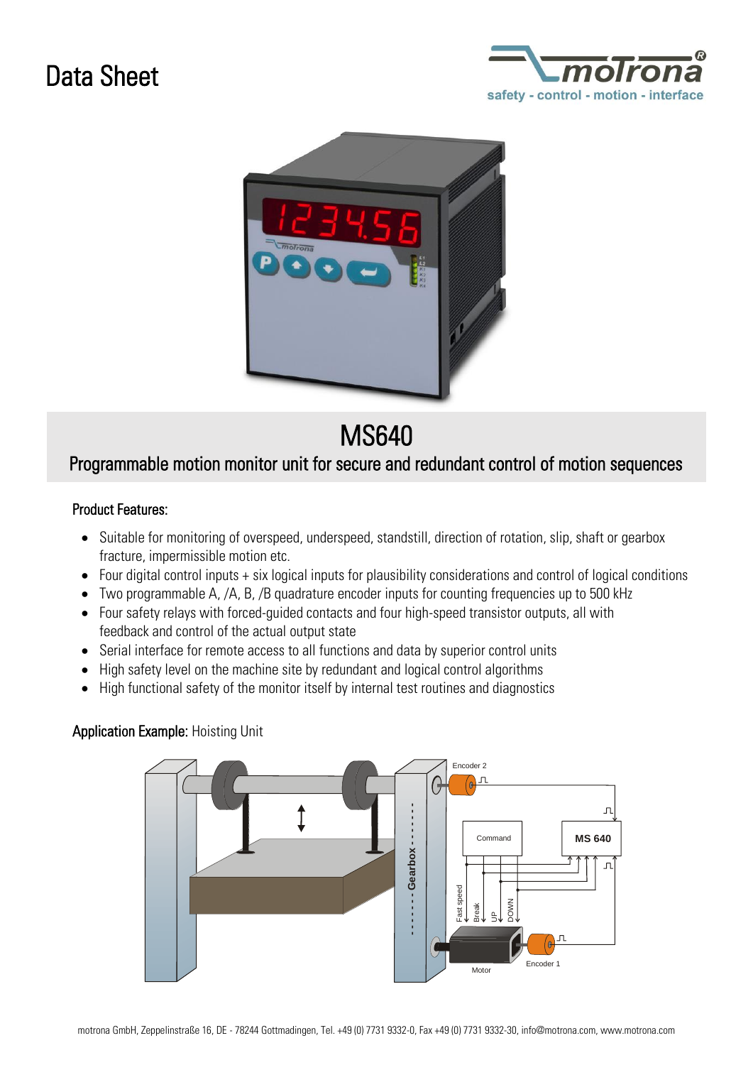# Data Sheet

# MS640

## Programmable motion monitor unit for secure and redundant control of motion sequences

### Product Features:

- Suitable for monitoring of overspeed, underspeed, standstill, direction of rotation, slip, shaft or gearbox fracture, impermissible motion etc.
- Four digital control inputs + six logical inputs for plausibility considerations and control of logical conditions
- Two programmable A, /A, B, /B quadrature encoder inputs for counting frequencies up to 500 kHz
- Four safety relays with forced-guided contacts and four high-speed transistor outputs, all with feedback and control of the actual output state
- Serial interface for remote access to all functions and data by superior control units
- High safety level on the machine site by redundant and logical control algorithms
- High functional safety of the monitor itself by internal test routines and diagnostics

### Application Example: Hoisting Unit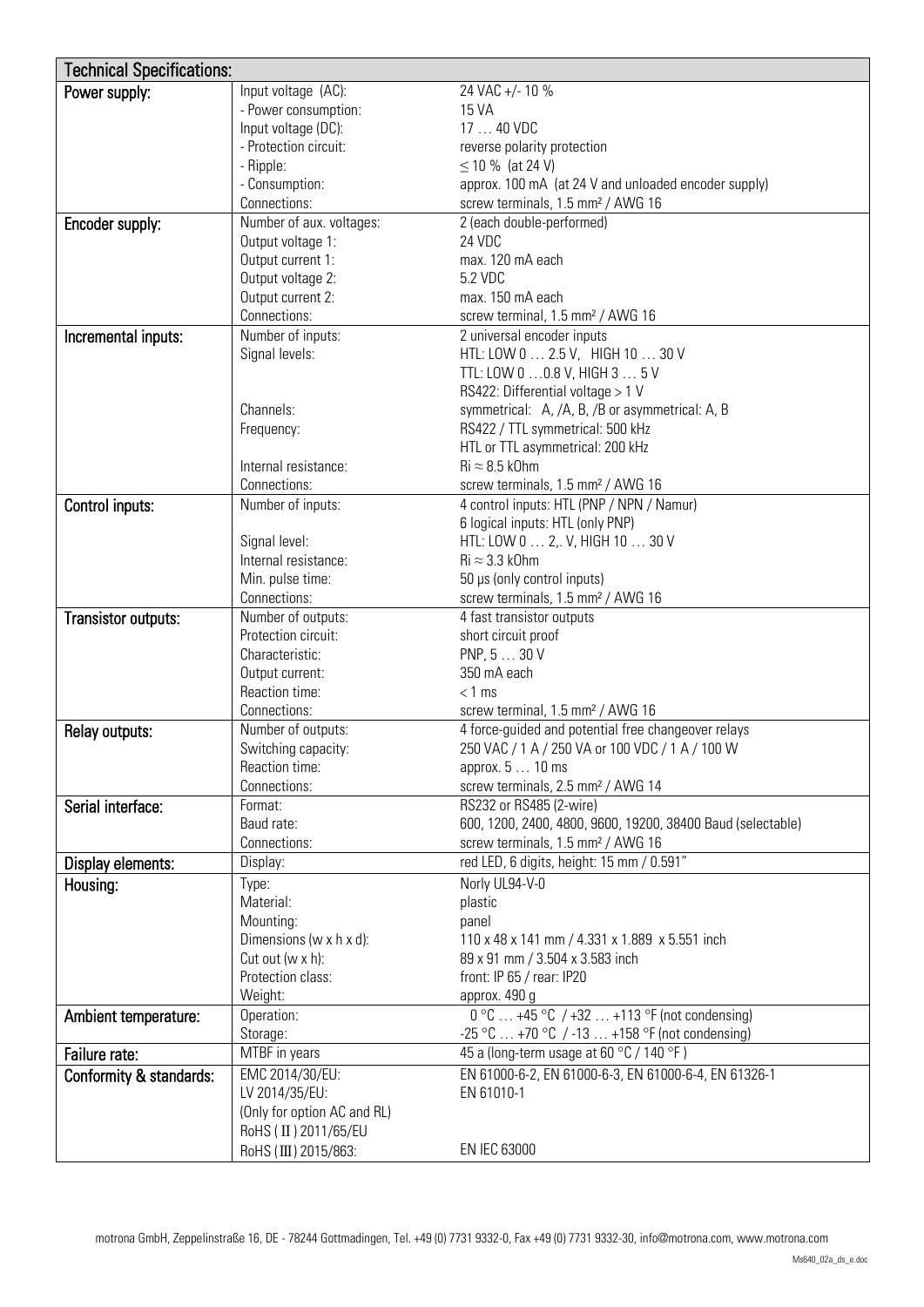| Technical Specifications: | | |
|---|---|---|
| **Power supply:** | Input voltage (AC): | 24 VAC +/- 10 % |
| | - Power consumption: | 15 VA |
| | Input voltage (DC): | 17 … 40 VDC |
| | - Protection circuit: | reverse polarity protection |
| | - Ripple: | ≤ 10 % (at 24 V) |
| | - Consumption: | approx. 100 mA (at 24 V and unloaded encoder supply) |
| | Connections: | screw terminals, 1.5 mm² / AWG 16 |
| **Encoder supply:** | Number of aux. voltages: | 2 (each double-performed) |
| | Output voltage 1: | 24 VDC |
| | Output current 1: | max. 120 mA each |
| | Output voltage 2: | 5.2 VDC |
| | Output current 2: | max. 150 mA each |
| | Connections: | screw terminal, 1.5 mm² / AWG 16 |
| **Incremental inputs:** | Number of inputs: | 2 universal encoder inputs |
| | Signal levels: | HTL: LOW 0 … 2.5 V, HIGH 10 … 30 V<br>TTL: LOW 0 …0.8 V, HIGH 3 … 5 V<br>RS422: Differential voltage > 1 V |
| | Channels: | symmetrical: A, /A, B, /B or asymmetrical: A, B |
| | Frequency: | RS422 / TTL symmetrical: 500 kHz<br>HTL or TTL asymmetrical: 200 kHz |
| | Internal resistance: | Ri ≈ 8.5 kOhm |
| | Connections: | screw terminals, 1.5 mm² / AWG 16 |
| **Control inputs:** | Number of inputs: | 4 control inputs: HTL (PNP / NPN / Namur)<br>6 logical inputs: HTL (only PNP) |
| | Signal level: | HTL: LOW 0 … 2,. V, HIGH 10 … 30 V |
| | Internal resistance: | Ri ≈ 3.3 kOhm |
| | Min. pulse time: | 50 µs (only control inputs) |
| | Connections: | screw terminals, 1.5 mm² / AWG 16 |
| **Transistor outputs:** | Number of outputs: | 4 fast transistor outputs |
| | Protection circuit: | short circuit proof |
| | Characteristic: | PNP, 5 … 30 V |
| | Output current: | 350 mA each |
| | Reaction time: | < 1 ms |
| | Connections: | screw terminal, 1.5 mm² / AWG 16 |
| **Relay outputs:** | Number of outputs: | 4 force-guided and potential free changeover relays |
| | Switching capacity: | 250 VAC / 1 A / 250 VA or 100 VDC / 1 A / 100 W |
| | Reaction time: | approx. 5 … 10 ms |
| | Connections: | screw terminals, 2.5 mm² / AWG 14 |
| **Serial interface:** | Format: | RS232 or RS485 (2-wire) |
| | Baud rate: | 600, 1200, 2400, 4800, 9600, 19200, 38400 Baud (selectable) |
| | Connections: | screw terminals, 1.5 mm² / AWG 16 |
| **Display elements:** | Display: | red LED, 6 digits, height: 15 mm / 0.591" |
| **Housing:** | Type: | Norly UL94-V-0 |
| | Material: | plastic |
| | Mounting: | panel |
| | Dimensions (w x h x d): | 110 x 48 x 141 mm / 4.331 x 1.889 x 5.551 inch |
| | Cut out (w x h): | 89 x 91 mm / 3.504 x 3.583 inch |
| | Protection class: | front: IP 65 / rear: IP20 |
| | Weight: | approx. 490 g |
| **Ambient temperature:** | Operation: | 0 °C … +45 °C / +32 … +113 °F (not condensing) |
| | Storage: | -25 °C … +70 °C / -13 … +158 °F (not condensing) |
| **Failure rate:** | MTBF in years | 45 a (long-term usage at 60 °C / 140 °F ) |
| **Conformity & standards:** | EMC 2014/30/EU: | EN 61000-6-2, EN 61000-6-3, EN 61000-6-4, EN 61326-1 |
| | LV 2014/35/EU:<br>(Only for option AC and RL) | EN 61010-1 |
| | RoHS ( II ) 2011/65/EU | |
| | RoHS (III) 2015/863: | EN IEC 63000 |

motrona GmbH, Zeppelinstraße 16, DE - 78244 Gottmadingen, Tel. +49 (0) 7731 9332-0, Fax +49 (0) 7731 9332-30, info@motrona.com, www.motrona.com

Ms640_02a_ds_e.doc